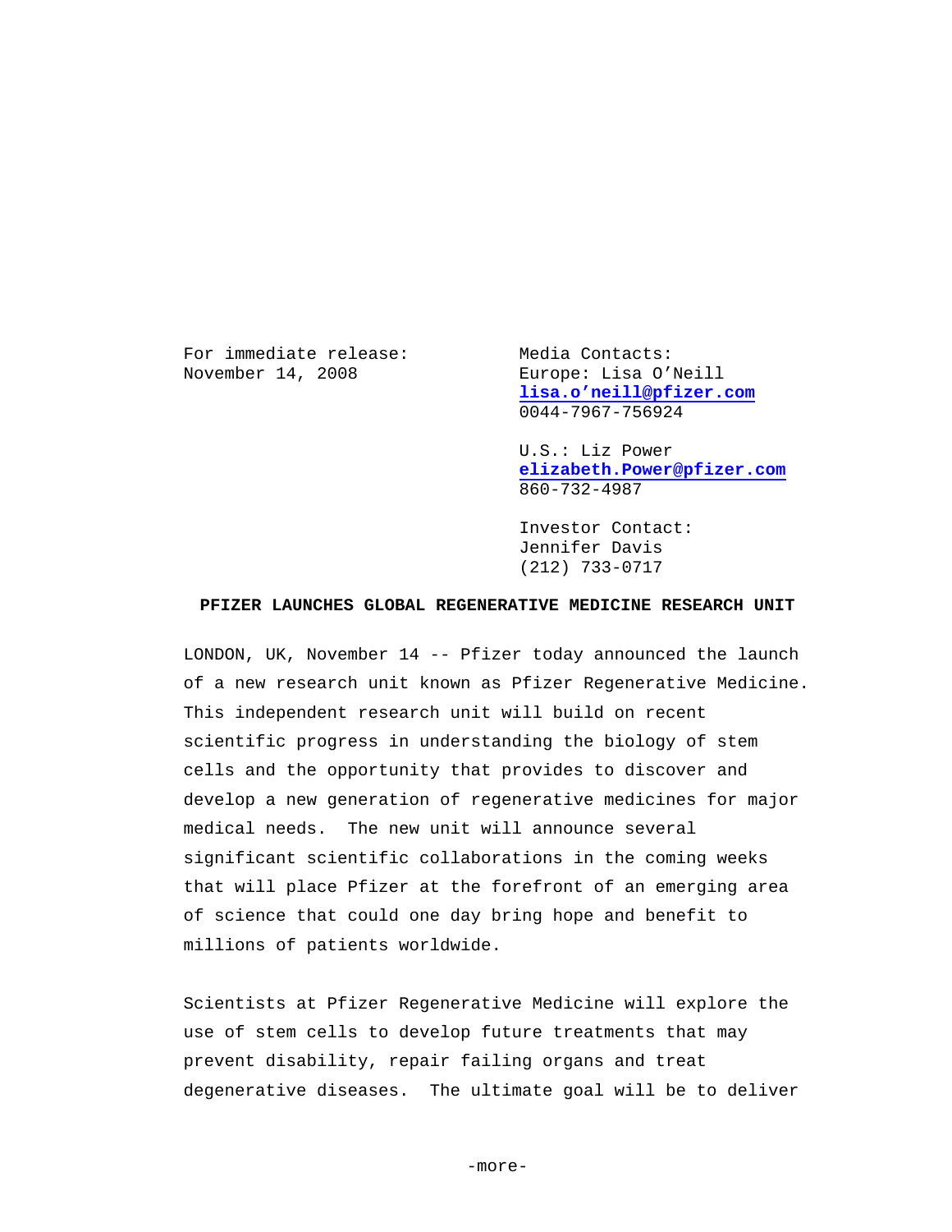For immediate release:
November 14, 2008

Media Contacts:
Europe: Lisa O'Neill
lisa.o'neill@pfizer.com
0044-7967-756924

U.S.: Liz Power
elizabeth.Power@pfizer.com
860-732-4987

Investor Contact:
Jennifer Davis
(212) 733-0717

**PFIZER LAUNCHES GLOBAL REGENERATIVE MEDICINE RESEARCH UNIT**

LONDON, UK, November 14 -- Pfizer today announced the launch of a new research unit known as Pfizer Regenerative Medicine. This independent research unit will build on recent scientific progress in understanding the biology of stem cells and the opportunity that provides to discover and develop a new generation of regenerative medicines for major medical needs. The new unit will announce several significant scientific collaborations in the coming weeks that will place Pfizer at the forefront of an emerging area of science that could one day bring hope and benefit to millions of patients worldwide.

Scientists at Pfizer Regenerative Medicine will explore the use of stem cells to develop future treatments that may prevent disability, repair failing organs and treat degenerative diseases. The ultimate goal will be to deliver

-more-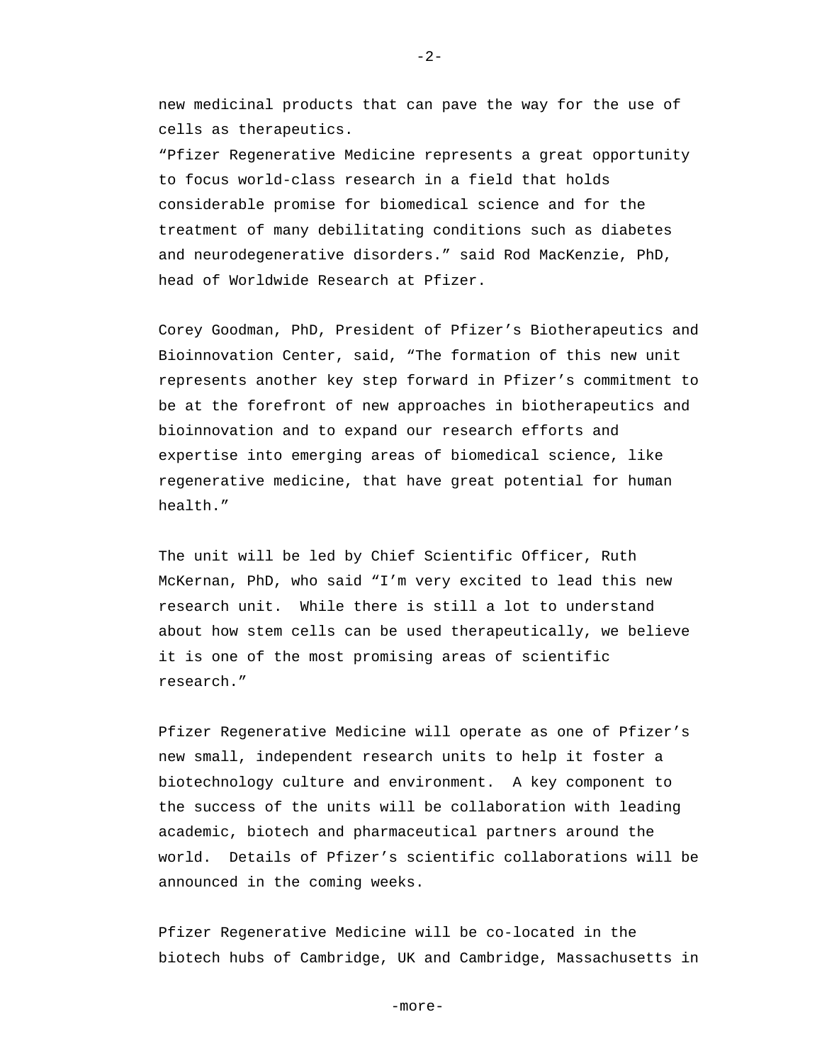new medicinal products that can pave the way for the use of cells as therapeutics.

"Pfizer Regenerative Medicine represents a great opportunity to focus world-class research in a field that holds considerable promise for biomedical science and for the treatment of many debilitating conditions such as diabetes and neurodegenerative disorders." said Rod MacKenzie, PhD, head of Worldwide Research at Pfizer.

Corey Goodman, PhD, President of Pfizer's Biotherapeutics and Bioinnovation Center, said, "The formation of this new unit represents another key step forward in Pfizer's commitment to be at the forefront of new approaches in biotherapeutics and bioinnovation and to expand our research efforts and expertise into emerging areas of biomedical science, like regenerative medicine, that have great potential for human health."

The unit will be led by Chief Scientific Officer, Ruth McKernan, PhD, who said "I'm very excited to lead this new research unit. While there is still a lot to understand about how stem cells can be used therapeutically, we believe it is one of the most promising areas of scientific research."

Pfizer Regenerative Medicine will operate as one of Pfizer's new small, independent research units to help it foster a biotechnology culture and environment. A key component to the success of the units will be collaboration with leading academic, biotech and pharmaceutical partners around the world. Details of Pfizer's scientific collaborations will be announced in the coming weeks.

Pfizer Regenerative Medicine will be co-located in the biotech hubs of Cambridge, UK and Cambridge, Massachusetts in

-more-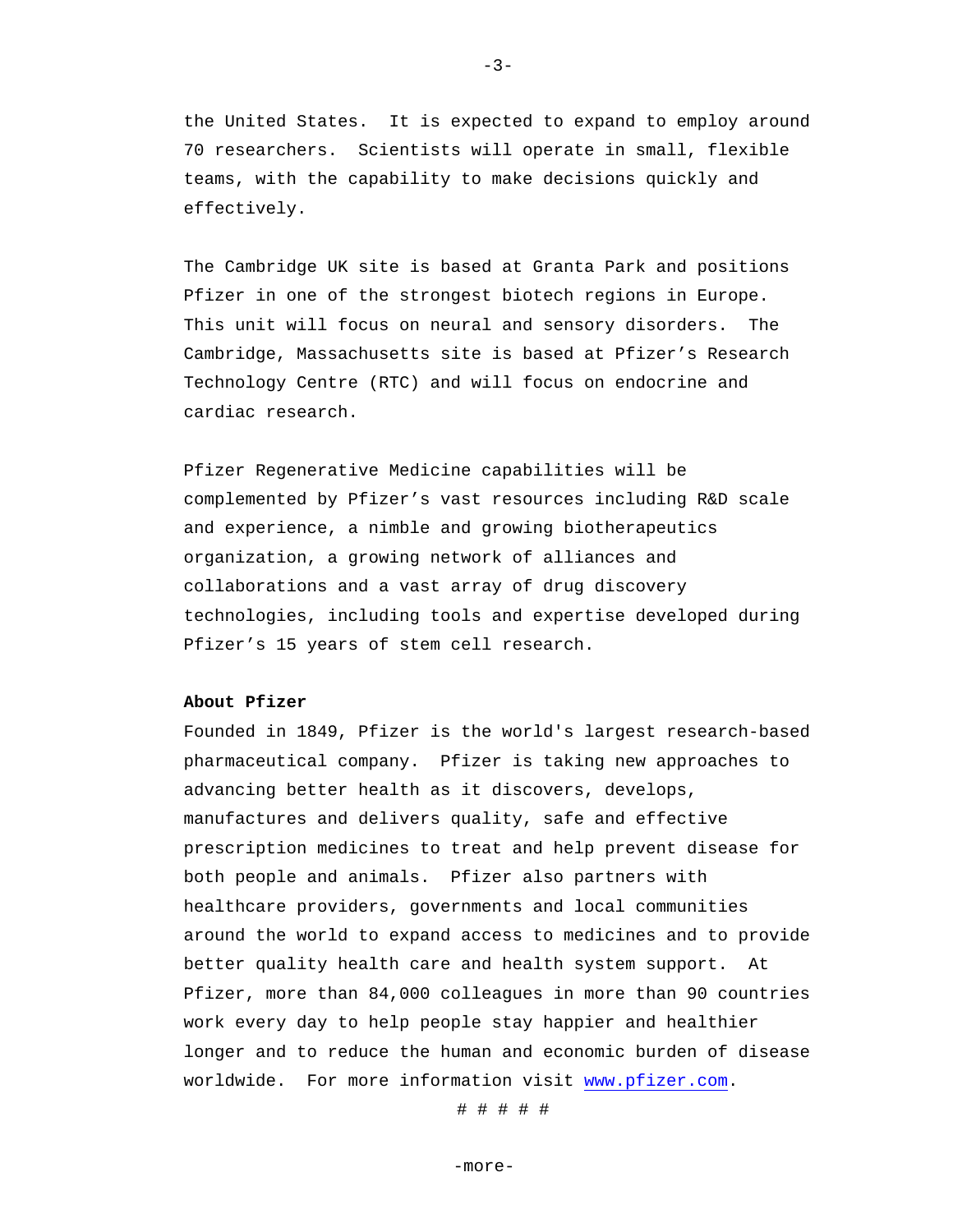the United States. It is expected to expand to employ around 70 researchers. Scientists will operate in small, flexible teams, with the capability to make decisions quickly and effectively.

The Cambridge UK site is based at Granta Park and positions Pfizer in one of the strongest biotech regions in Europe. This unit will focus on neural and sensory disorders. The Cambridge, Massachusetts site is based at Pfizer's Research Technology Centre (RTC) and will focus on endocrine and cardiac research.

Pfizer Regenerative Medicine capabilities will be complemented by Pfizer's vast resources including R&D scale and experience, a nimble and growing biotherapeutics organization, a growing network of alliances and collaborations and a vast array of drug discovery technologies, including tools and expertise developed during Pfizer's 15 years of stem cell research.

**About Pfizer**

Founded in 1849, Pfizer is the world's largest research-based pharmaceutical company. Pfizer is taking new approaches to advancing better health as it discovers, develops, manufactures and delivers quality, safe and effective prescription medicines to treat and help prevent disease for both people and animals. Pfizer also partners with healthcare providers, governments and local communities around the world to expand access to medicines and to provide better quality health care and health system support. At Pfizer, more than 84,000 colleagues in more than 90 countries work every day to help people stay happier and healthier longer and to reduce the human and economic burden of disease worldwide. For more information visit www.pfizer.com.

# # # # #

-more-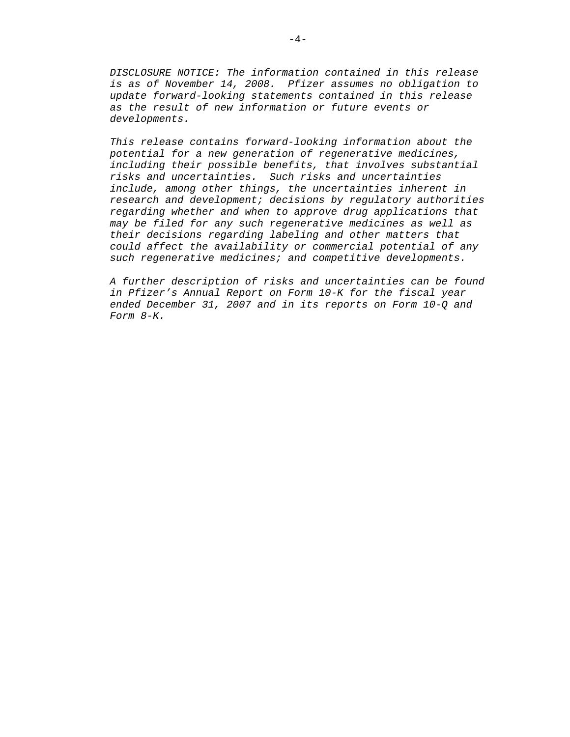*DISCLOSURE NOTICE: The information contained in this release is as of November 14, 2008. Pfizer assumes no obligation to update forward-looking statements contained in this release as the result of new information or future events or developments.*

*This release contains forward-looking information about the potential for a new generation of regenerative medicines, including their possible benefits, that involves substantial risks and uncertainties. Such risks and uncertainties include, among other things, the uncertainties inherent in research and development; decisions by regulatory authorities regarding whether and when to approve drug applications that may be filed for any such regenerative medicines as well as their decisions regarding labeling and other matters that could affect the availability or commercial potential of any such regenerative medicines; and competitive developments.*

*A further description of risks and uncertainties can be found in Pfizer's Annual Report on Form 10-K for the fiscal year ended December 31, 2007 and in its reports on Form 10-Q and Form 8-K.*